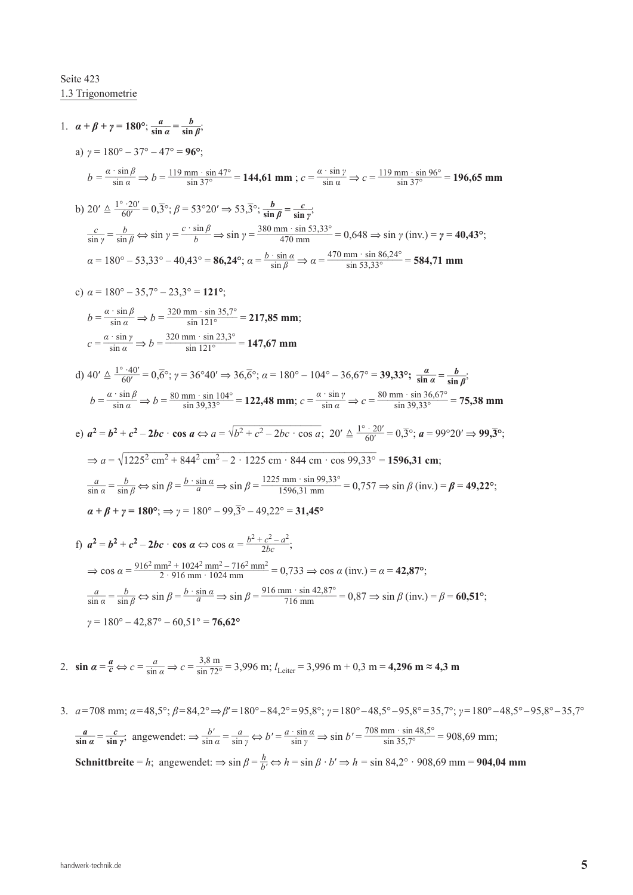Seite 423

1.3 Trigonometrie

1. $\boldsymbol{\alpha + \beta + \gamma = 180°}$; $\boldsymbol{\frac{a}{\sin \alpha} = \frac{b}{\sin \beta}}$;

   a) $\gamma = 180° - 37° - 47° = \mathbf{96°}$;

   $b = \frac{a \cdot \sin \beta}{\sin \alpha} \Rightarrow b = \frac{119 \text{ mm} \cdot \sin 47°}{\sin 37°} = \mathbf{144{,}61\ mm}$ ; $c = \frac{a \cdot \sin \gamma}{\sin \alpha} \Rightarrow c = \frac{119 \text{ mm} \cdot \sin 96°}{\sin 37°} = \mathbf{196{,}65\ mm}$

   b) $20' \triangleq \frac{1° \cdot 20'}{60'} = 0{,}\overline{3}°$; $\beta = 53°20' \Rightarrow 53{,}\overline{3}°$; $\boldsymbol{\frac{b}{\sin \beta} = \frac{c}{\sin \gamma}}$;

   $\frac{c}{\sin \gamma} = \frac{b}{\sin \beta} \Leftrightarrow \sin \gamma = \frac{c \cdot \sin \beta}{b} \Rightarrow \sin \gamma = \frac{380 \text{ mm} \cdot \sin 53{,}33°}{470 \text{ mm}} = 0{,}648 \Rightarrow \sin \gamma \text{ (inv.)} = \boldsymbol{\gamma} = \mathbf{40{,}43°}$;

   $\alpha = 180° - 53{,}33° - 40{,}43° = \mathbf{86{,}24°}$; $\alpha = \frac{b \cdot \sin \alpha}{\sin \beta} \Rightarrow \alpha = \frac{470 \text{ mm} \cdot \sin 86{,}24°}{\sin 53{,}33°} = \mathbf{584{,}71\ mm}$

   c) $\alpha = 180° - 35{,}7° - 23{,}3° = \mathbf{121°}$;

   $b = \frac{a \cdot \sin \beta}{\sin \alpha} \Rightarrow b = \frac{320 \text{ mm} \cdot \sin 35{,}7°}{\sin 121°} = \mathbf{217{,}85\ mm}$;

   $c = \frac{a \cdot \sin \gamma}{\sin \alpha} \Rightarrow b = \frac{320 \text{ mm} \cdot \sin 23{,}3°}{\sin 121°} = \mathbf{147{,}67\ mm}$

   d) $40' \triangleq \frac{1° \cdot 40'}{60'} = 0{,}\overline{6}°$; $\gamma = 36°40' \Rightarrow 36{,}\overline{6}°$; $\alpha = 180° - 104° - 36{,}67° = \mathbf{39{,}33°}$; $\boldsymbol{\frac{a}{\sin \alpha} = \frac{b}{\sin \beta}}$;

   $b = \frac{a \cdot \sin \beta}{\sin \alpha} \Rightarrow b = \frac{80 \text{ mm} \cdot \sin 104°}{\sin 39{,}33°} = \mathbf{122{,}48\ mm}$; $c = \frac{a \cdot \sin \gamma}{\sin \alpha} \Rightarrow c = \frac{80 \text{ mm} \cdot \sin 36{,}67°}{\sin 39{,}33°} = \mathbf{75{,}38\ mm}$

   e) $\boldsymbol{a^2 = b^2 + c^2 - 2bc \cdot \cos a} \Leftrightarrow a = \sqrt{b^2 + c^2 - 2bc \cdot \cos a}$; $20' \triangleq \frac{1° \cdot 20'}{60'} = 0{,}\overline{3}°$; $\boldsymbol{a} = 99°20' \Rightarrow \mathbf{99{,}\overline{3}°}$;

   $\Rightarrow a = \sqrt{1225^2 \text{ cm}^2 + 844^2 \text{ cm}^2 - 2 \cdot 1225 \text{ cm} \cdot 844 \text{ cm} \cdot \cos 99{,}33°} = \mathbf{1596{,}31\ cm}$;

   $\frac{a}{\sin \alpha} = \frac{b}{\sin \beta} \Leftrightarrow \sin \beta = \frac{b \cdot \sin \alpha}{a} \Rightarrow \sin \beta = \frac{1225 \text{ mm} \cdot \sin 99{,}33°}{1596{,}31 \text{ mm}} = 0{,}757 \Rightarrow \sin \beta \text{ (inv.)} = \boldsymbol{\beta} = \mathbf{49{,}22°}$;

   $\boldsymbol{\alpha + \beta + \gamma = 180°}$; $\Rightarrow \gamma = 180° - 99{,}\overline{3}° - 49{,}22° = \mathbf{31{,}45°}$

   f) $\boldsymbol{a^2 = b^2 + c^2 - 2bc \cdot \cos \alpha} \Leftrightarrow \cos \alpha = \frac{b^2 + c^2 - a^2}{2bc}$;

   $\Rightarrow \cos \alpha = \frac{916^2 \text{ mm}^2 + 1024^2 \text{ mm}^2 - 716^2 \text{ mm}^2}{2 \cdot 916 \text{ mm} \cdot 1024 \text{ mm}} = 0{,}733 \Rightarrow \cos \alpha \text{ (inv.)} = \alpha = \mathbf{42{,}87°}$;

   $\frac{a}{\sin \alpha} = \frac{b}{\sin \beta} \Leftrightarrow \sin \beta = \frac{b \cdot \sin \alpha}{a} \Rightarrow \sin \beta = \frac{916 \text{ mm} \cdot \sin 42{,}87°}{716 \text{ mm}} = 0{,}87 \Rightarrow \sin \beta \text{ (inv.)} = \beta = \mathbf{60{,}51°}$;

   $\gamma = 180° - 42{,}87° - 60{,}51° = \mathbf{76{,}62°}$

2. $\boldsymbol{\sin \alpha = \frac{a}{c}} \Leftrightarrow c = \frac{a}{\sin \alpha} \Rightarrow c = \frac{3{,}8 \text{ m}}{\sin 72°} = 3{,}996 \text{ m}$; $l_{\text{Leiter}} = 3{,}996 \text{ m} + 0{,}3 \text{ m} = \mathbf{4{,}296\ m \approx 4{,}3\ m}$

3. $a = 708 \text{ mm}$; $\alpha = 48{,}5°$; $\beta = 84{,}2° \Rightarrow \beta' = 180° - 84{,}2° = 95{,}8°$; $\gamma = 180° - 48{,}5° - 95{,}8° = 35{,}7°$; $\gamma = 180° - 48{,}5° - 95{,}8° = 35{,}7°$

   $\boldsymbol{\frac{a}{\sin \alpha} = \frac{c}{\sin \gamma}}$; angewendet: $\Rightarrow \frac{b'}{\sin \alpha} = \frac{a}{\sin \gamma} \Leftrightarrow b' = \frac{a \cdot \sin \alpha}{\sin \gamma} \Rightarrow \sin b' = \frac{708 \text{ mm} \cdot \sin 48{,}5°}{\sin 35{,}7°} = 908{,}69 \text{ mm}$;

   **Schnittbreite** = $h$; angewendet: $\Rightarrow \sin \beta = \frac{h}{b'} \Leftrightarrow h = \sin \beta \cdot b' \Rightarrow h = \sin 84{,}2° \cdot 908{,}69 \text{ mm} = \mathbf{904{,}04\ mm}$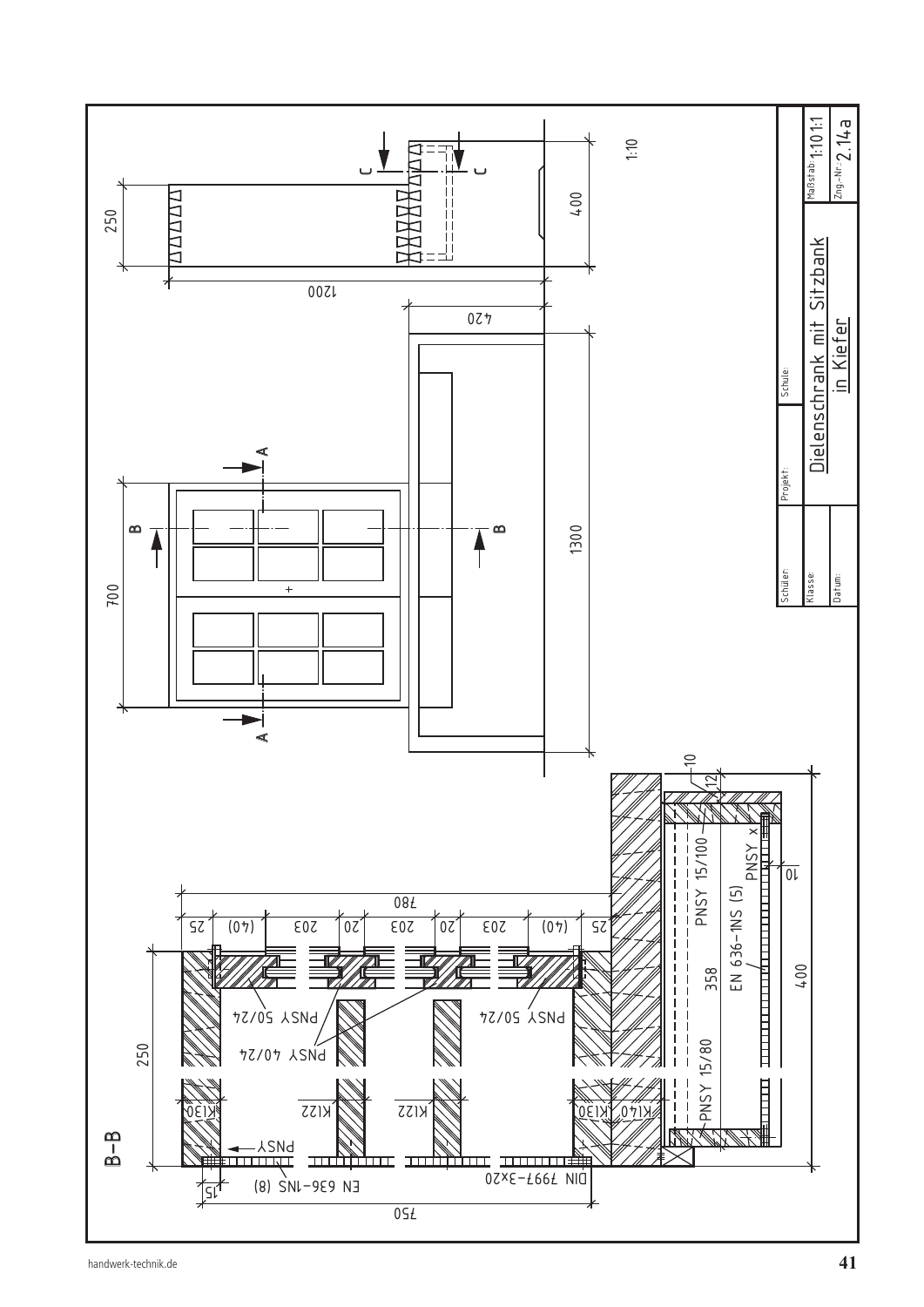B–B

250

750

780

25 (40) 203 20 203 20 203 (40) 25

15

PNSY 50/24

PNSY 40/24

PNSY 50/24

PNSY

EN 636-1NS (8)

DIN 7997-3x20

K130 K122 K122 K130 K140

PNSY 15/100

PNSY 15/80

EN 636-1NS (5)

PNSY x

358

400

10

12

10

250

1200

400

C C

1:10

420

700

1300

A A

B B

| Schüler: | Projekt: | Schule: | Maßstab: 1:10 1:1 |
|---|---|---|---|
| Klasse: | Dielenschrank mit Sitzbank in Kiefer | | Zng.-Nr.: 2.14a |
| Datum: | | | |